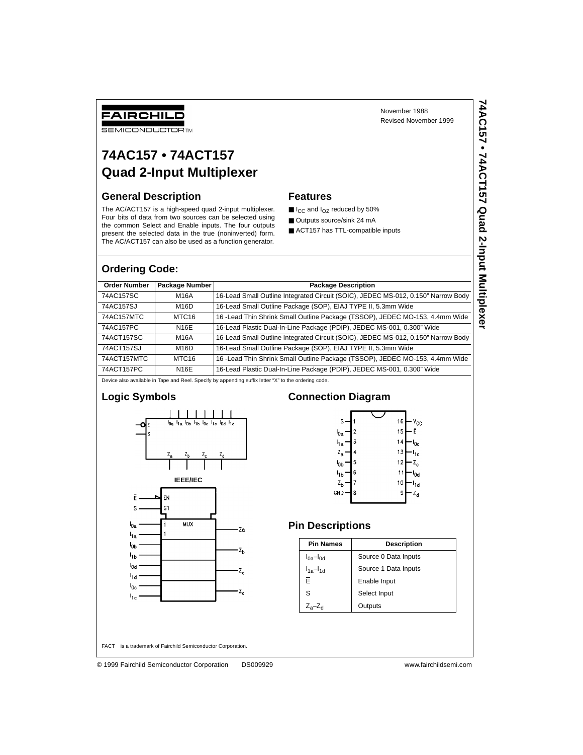FAIRCHILD SEMICONDUCTOR™

November 1988
Revised November 1999

# 74AC157 • 74ACT157 Quad 2-Input Multiplexer

## General Description

The AC/ACT157 is a high-speed quad 2-input multiplexer. Four bits of data from two sources can be selected using the common Select and Enable inputs. The four outputs present the selected data in the true (noninverted) form. The AC/ACT157 can also be used as a function generator.

## Features

- $I_{CC}$ and $I_{OZ}$ reduced by 50%
- Outputs source/sink 24 mA
- ACT157 has TTL-compatible inputs

## Ordering Code:

| Order Number | Package Number | Package Description |
|---|---|---|
| 74AC157SC | M16A | 16-Lead Small Outline Integrated Circuit (SOIC), JEDEC MS-012, 0.150" Narrow Body |
| 74AC157SJ | M16D | 16-Lead Small Outline Package (SOP), EIAJ TYPE II, 5.3mm Wide |
| 74AC157MTC | MTC16 | 16 -Lead Thin Shrink Small Outline Package (TSSOP), JEDEC MO-153, 4.4mm Wide |
| 74AC157PC | N16E | 16-Lead Plastic Dual-In-Line Package (PDIP), JEDEC MS-001, 0.300" Wide |
| 74ACT157SC | M16A | 16-Lead Small Outline Integrated Circuit (SOIC), JEDEC MS-012, 0.150" Narrow Body |
| 74ACT157SJ | M16D | 16-Lead Small Outline Package (SOP), EIAJ TYPE II, 5.3mm Wide |
| 74ACT157MTC | MTC16 | 16 -Lead Thin Shrink Small Outline Package (TSSOP), JEDEC MO-153, 4.4mm Wide |
| 74ACT157PC | N16E | 16-Lead Plastic Dual-In-Line Package (PDIP), JEDEC MS-001, 0.300" Wide |

Device also available in Tape and Reel. Specify by appending suffix letter "X" to the ordering code.

## Logic Symbols

IEEE/IEC

## Connection Diagram

| Pin | Name | Pin | Name |
|---|---|---|---|
| 1 | S | 16 | $V_{CC}$ |
| 2 | $I_{0a}$ | 15 | $\overline{E}$ |
| 3 | $I_{1a}$ | 14 | $I_{0c}$ |
| 4 | $Z_a$ | 13 | $I_{1c}$ |
| 5 | $I_{0b}$ | 12 | $Z_c$ |
| 6 | $I_{1b}$ | 11 | $I_{0d}$ |
| 7 | $Z_b$ | 10 | $I_{1d}$ |
| 8 | GND | 9 | $Z_d$ |

## Pin Descriptions

| Pin Names | Description |
|---|---|
| $I_{0a}$–$I_{0d}$ | Source 0 Data Inputs |
| $I_{1a}$–$I_{1d}$ | Source 1 Data Inputs |
| $\overline{E}$ | Enable Input |
| S | Select Input |
| $Z_a$–$Z_d$ | Outputs |

FACT™ is a trademark of Fairchild Semiconductor Corporation.

© 1999 Fairchild Semiconductor Corporation DS009929 www.fairchildsemi.com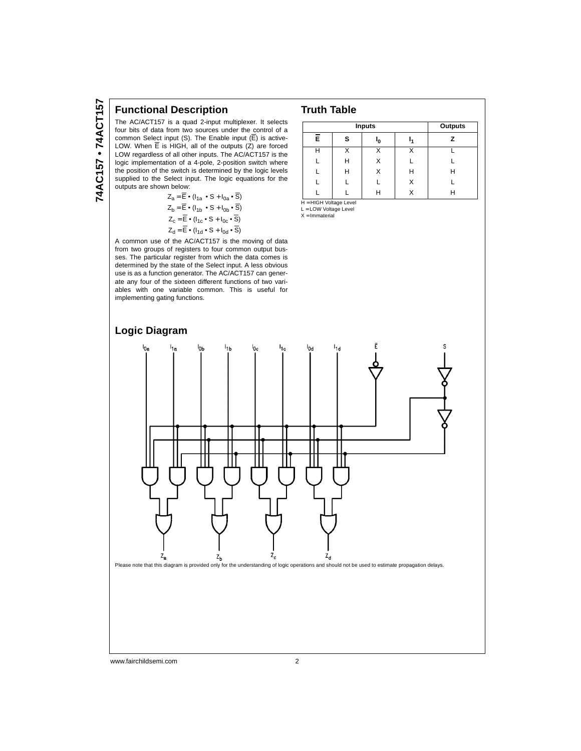## Functional Description

The AC/ACT157 is a quad 2-input multiplexer. It selects four bits of data from two sources under the control of a common Select input (S). The Enable input ($\overline{E}$) is active-LOW. When $\overline{E}$ is HIGH, all of the outputs (Z) are forced LOW regardless of all other inputs. The AC/ACT157 is the logic implementation of a 4-pole, 2-position switch where the position of the switch is determined by the logic levels supplied to the Select input. The logic equations for the outputs are shown below:

$$Z_a = \overline{E} \bullet (I_{1a} \bullet S + I_{0a} \bullet \overline{S})$$

$$Z_b = \overline{E} \bullet (I_{1b} \bullet S + I_{0b} \bullet \overline{S})$$

$$Z_c = \overline{E} \bullet (I_{1c} \bullet S + I_{0c} \bullet \overline{S})$$

$$Z_d = \overline{E} \bullet (I_{1d} \bullet S + I_{0d} \bullet \overline{S})$$

A common use of the AC/ACT157 is the moving of data from two groups of registers to four common output busses. The particular register from which the data comes is determined by the state of the Select input. A less obvious use is as a function generator. The AC/ACT157 can generate any four of the sixteen different functions of two variables with one variable common. This is useful for implementing gating functions.

## Truth Table

| Inputs | | | | Outputs |
|---|---|---|---|---|
| $\overline{E}$ | S | $I_0$ | $I_1$ | Z |
| H | X | X | X | L |
| L | H | X | L | L |
| L | H | X | H | H |
| L | L | L | X | L |
| L | L | H | X | H |

H = HIGH Voltage Level
L = LOW Voltage Level
X = Immaterial

## Logic Diagram

Please note that this diagram is provided only for the understanding of logic operations and should not be used to estimate propagation delays.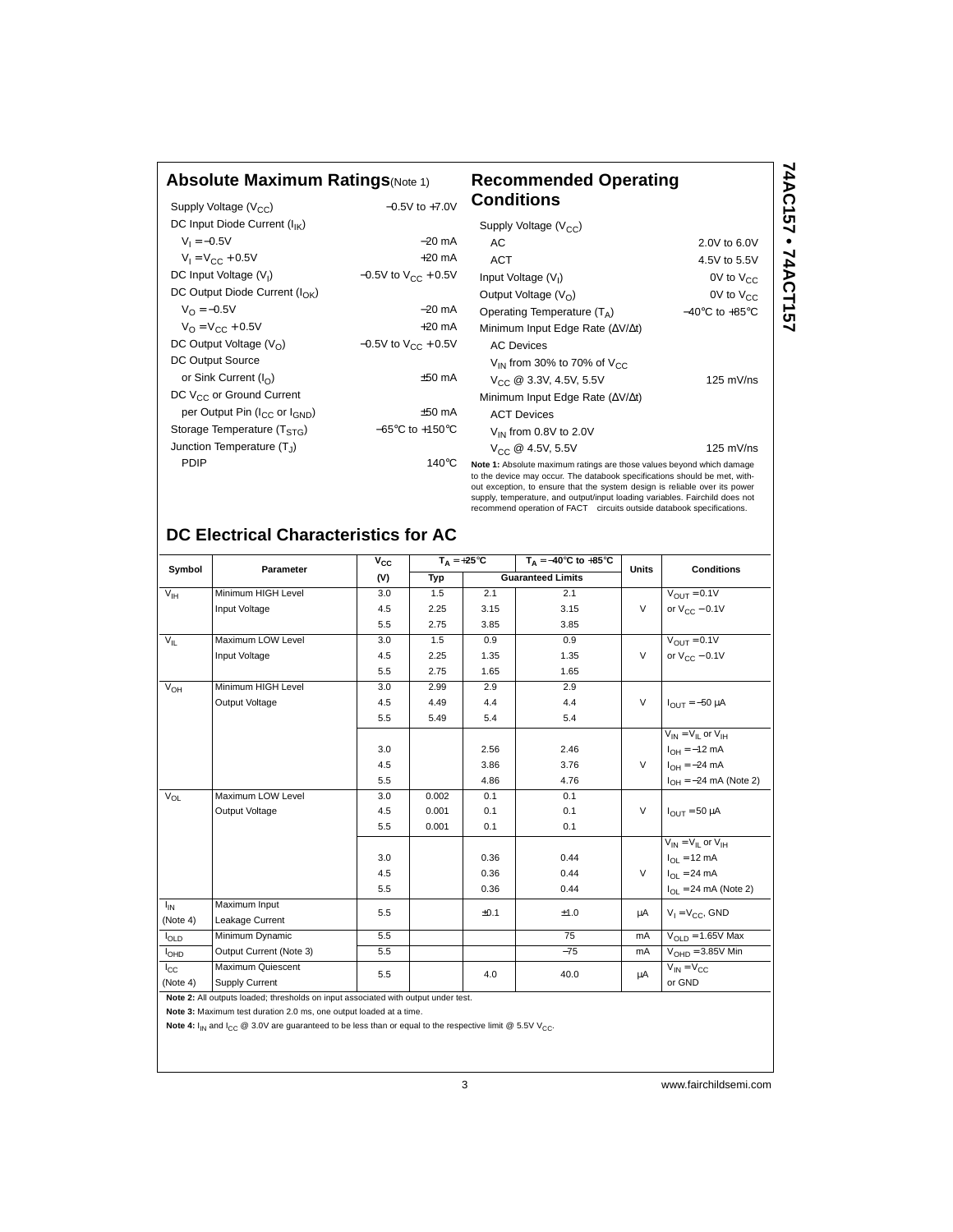## Absolute Maximum Ratings (Note 1)

| Parameter | Rating |
|---|---|
| Supply Voltage ($V_{CC}$) | −0.5V to +7.0V |
| DC Input Diode Current ($I_{IK}$) | |
| $V_I = -0.5V$ | −20 mA |
| $V_I = V_{CC} + 0.5V$ | +20 mA |
| DC Input Voltage ($V_I$) | −0.5V to $V_{CC}$ + 0.5V |
| DC Output Diode Current ($I_{OK}$) | |
| $V_O = -0.5V$ | −20 mA |
| $V_O = V_{CC} + 0.5V$ | +20 mA |
| DC Output Voltage ($V_O$) | −0.5V to $V_{CC}$ + 0.5V |
| DC Output Source or Sink Current ($I_O$) | ±50 mA |
| DC $V_{CC}$ or Ground Current per Output Pin ($I_{CC}$ or $I_{GND}$) | ±50 mA |
| Storage Temperature ($T_{STG}$) | −65°C to +150°C |
| Junction Temperature ($T_J$) | |
| PDIP | 140°C |

## Recommended Operating Conditions

| Parameter | Rating |
|---|---|
| Supply Voltage ($V_{CC}$) | |
| AC | 2.0V to 6.0V |
| ACT | 4.5V to 5.5V |
| Input Voltage ($V_I$) | 0V to $V_{CC}$ |
| Output Voltage ($V_O$) | 0V to $V_{CC}$ |
| Operating Temperature ($T_A$) | −40°C to +85°C |
| Minimum Input Edge Rate (ΔV/Δt) | |
| AC Devices | |
| $V_{IN}$ from 30% to 70% of $V_{CC}$ | |
| $V_{CC}$ @ 3.3V, 4.5V, 5.5V | 125 mV/ns |
| Minimum Input Edge Rate (ΔV/Δt) | |
| ACT Devices | |
| $V_{IN}$ from 0.8V to 2.0V | |
| $V_{CC}$ @ 4.5V, 5.5V | 125 mV/ns |

**Note 1:** Absolute maximum ratings are those values beyond which damage to the device may occur. The databook specifications should be met, without exception, to ensure that the system design is reliable over its power supply, temperature, and output/input loading variables. Fairchild does not recommend operation of FACT™ circuits outside databook specifications.

## DC Electrical Characteristics for AC

| Symbol | Parameter | $V_{CC}$ (V) | $T_A = +25°C$ Typ | $T_A = +25°C$ Guaranteed Limits | $T_A = -40°C$ to $+85°C$ Guaranteed Limits | Units | Conditions |
|---|---|---|---|---|---|---|---|
| $V_{IH}$ | Minimum HIGH Level Input Voltage | 3.0 | 1.5 | 2.1 | 2.1 | V | $V_{OUT} = 0.1V$ or $V_{CC} - 0.1V$ |
| | | 4.5 | 2.25 | 3.15 | 3.15 | | |
| | | 5.5 | 2.75 | 3.85 | 3.85 | | |
| $V_{IL}$ | Maximum LOW Level Input Voltage | 3.0 | 1.5 | 0.9 | 0.9 | V | $V_{OUT} = 0.1V$ or $V_{CC} - 0.1V$ |
| | | 4.5 | 2.25 | 1.35 | 1.35 | | |
| | | 5.5 | 2.75 | 1.65 | 1.65 | | |
| $V_{OH}$ | Minimum HIGH Level Output Voltage | 3.0 | 2.99 | 2.9 | 2.9 | V | $I_{OUT} = -50$ μA |
| | | 4.5 | 4.49 | 4.4 | 4.4 | | |
| | | 5.5 | 5.49 | 5.4 | 5.4 | | |
| | | | | | | | $V_{IN} = V_{IL}$ or $V_{IH}$ |
| | | 3.0 | | 2.56 | 2.46 | V | $I_{OH} = -12$ mA |
| | | 4.5 | | 3.86 | 3.76 | | $I_{OH} = -24$ mA |
| | | 5.5 | | 4.86 | 4.76 | | $I_{OH} = -24$ mA (Note 2) |
| $V_{OL}$ | Maximum LOW Level Output Voltage | 3.0 | 0.002 | 0.1 | 0.1 | V | $I_{OUT} = 50$ μA |
| | | 4.5 | 0.001 | 0.1 | 0.1 | | |
| | | 5.5 | 0.001 | 0.1 | 0.1 | | |
| | | | | | | | $V_{IN} = V_{IL}$ or $V_{IH}$ |
| | | 3.0 | | 0.36 | 0.44 | V | $I_{OL} = 12$ mA |
| | | 4.5 | | 0.36 | 0.44 | | $I_{OL} = 24$ mA |
| | | 5.5 | | 0.36 | 0.44 | | $I_{OL} = 24$ mA (Note 2) |
| $I_{IN}$ (Note 4) | Maximum Input Leakage Current | 5.5 | | ±0.1 | ±1.0 | μA | $V_I = V_{CC}$, GND |
| $I_{OLD}$ | Minimum Dynamic Output Current (Note 3) | 5.5 | | | 75 | mA | $V_{OLD} = 1.65V$ Max |
| $I_{OHD}$ | | 5.5 | | | −75 | mA | $V_{OHD} = 3.85V$ Min |
| $I_{CC}$ (Note 4) | Maximum Quiescent Supply Current | 5.5 | | 4.0 | 40.0 | μA | $V_{IN} = V_{CC}$ or GND |

**Note 2:** All outputs loaded; thresholds on input associated with output under test.

**Note 3:** Maximum test duration 2.0 ms, one output loaded at a time.

**Note 4:** $I_{IN}$ and $I_{CC}$ @ 3.0V are guaranteed to be less than or equal to the respective limit @ 5.5V $V_{CC}$.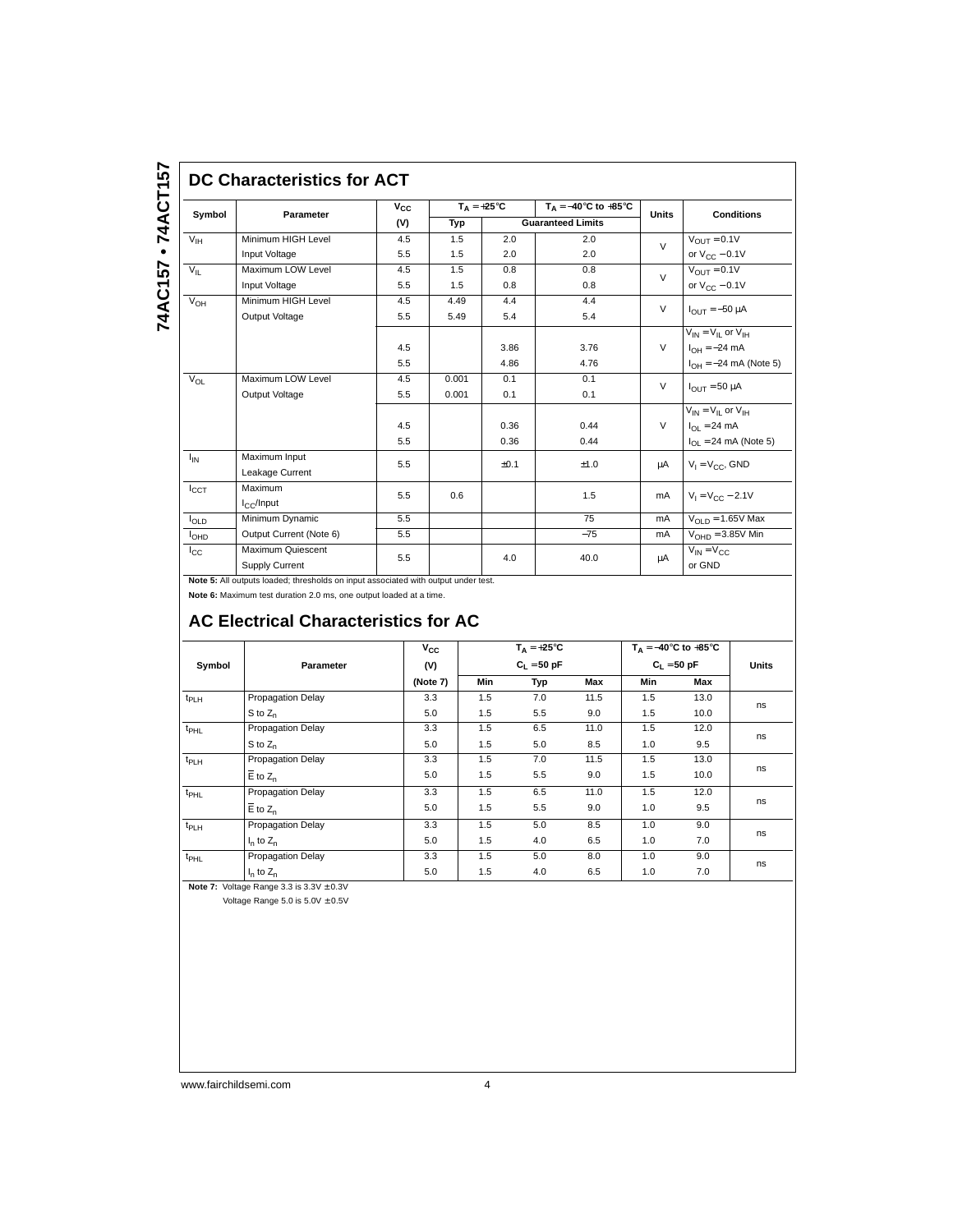## DC Characteristics for ACT

| Symbol | Parameter | $V_{CC}$ (V) | $T_A = +25°C$ Typ | $T_A = +25°C$ | $T_A = -40°C$ to $+85°C$ | Units | Conditions |
|---|---|---|---|---|---|---|---|
| | | | Typ | Guaranteed Limits | | | |
| $V_{IH}$ | Minimum HIGH Level Input Voltage | 4.5 | 1.5 | 2.0 | 2.0 | V | $V_{OUT} = 0.1V$ or $V_{CC} - 0.1V$ |
| | | 5.5 | 1.5 | 2.0 | 2.0 | | |
| $V_{IL}$ | Maximum LOW Level Input Voltage | 4.5 | 1.5 | 0.8 | 0.8 | V | $V_{OUT} = 0.1V$ or $V_{CC} - 0.1V$ |
| | | 5.5 | 1.5 | 0.8 | 0.8 | | |
| $V_{OH}$ | Minimum HIGH Level Output Voltage | 4.5 | 4.49 | 4.4 | 4.4 | V | $I_{OUT} = -50$ μA |
| | | 5.5 | 5.49 | 5.4 | 5.4 | | |
| | | | | | | | $V_{IN} = V_{IL}$ or $V_{IH}$ |
| | | 4.5 | | 3.86 | 3.76 | V | $I_{OH} = -24$ mA |
| | | 5.5 | | 4.86 | 4.76 | | $I_{OH} = -24$ mA (Note 5) |
| $V_{OL}$ | Maximum LOW Level Output Voltage | 4.5 | 0.001 | 0.1 | 0.1 | V | $I_{OUT} = 50$ μA |
| | | 5.5 | 0.001 | 0.1 | 0.1 | | |
| | | | | | | | $V_{IN} = V_{IL}$ or $V_{IH}$ |
| | | 4.5 | | 0.36 | 0.44 | V | $I_{OL} = 24$ mA |
| | | 5.5 | | 0.36 | 0.44 | | $I_{OL} = 24$ mA (Note 5) |
| $I_{IN}$ | Maximum Input Leakage Current | 5.5 | | ±0.1 | ±1.0 | μA | $V_I = V_{CC}$, GND |
| $I_{CCT}$ | Maximum $I_{CC}$/Input | 5.5 | 0.6 | | 1.5 | mA | $V_I = V_{CC} - 2.1V$ |
| $I_{OLD}$ | Minimum Dynamic | 5.5 | | | 75 | mA | $V_{OLD} = 1.65V$ Max |
| $I_{OHD}$ | Output Current (Note 6) | 5.5 | | | −75 | mA | $V_{OHD} = 3.85V$ Min |
| $I_{CC}$ | Maximum Quiescent Supply Current | 5.5 | | 4.0 | 40.0 | μA | $V_{IN} = V_{CC}$ or GND |

**Note 5:** All outputs loaded; thresholds on input associated with output under test.

**Note 6:** Maximum test duration 2.0 ms, one output loaded at a time.

## AC Electrical Characteristics for AC

| Symbol | Parameter | $V_{CC}$ (V) (Note 7) | $T_A = +25°C$, $C_L = 50$ pF Min | Typ | Max | $T_A = -40°C$ to $+85°C$, $C_L = 50$ pF Min | Max | Units |
|---|---|---|---|---|---|---|---|---|
| $t_{PLH}$ | Propagation Delay S to $Z_n$ | 3.3 | 1.5 | 7.0 | 11.5 | 1.5 | 13.0 | ns |
| | | 5.0 | 1.5 | 5.5 | 9.0 | 1.5 | 10.0 | |
| $t_{PHL}$ | Propagation Delay S to $Z_n$ | 3.3 | 1.5 | 6.5 | 11.0 | 1.5 | 12.0 | ns |
| | | 5.0 | 1.5 | 5.0 | 8.5 | 1.0 | 9.5 | |
| $t_{PLH}$ | Propagation Delay $\overline{E}$ to $Z_n$ | 3.3 | 1.5 | 7.0 | 11.5 | 1.5 | 13.0 | ns |
| | | 5.0 | 1.5 | 5.5 | 9.0 | 1.5 | 10.0 | |
| $t_{PHL}$ | Propagation Delay $\overline{E}$ to $Z_n$ | 3.3 | 1.5 | 6.5 | 11.0 | 1.5 | 12.0 | ns |
| | | 5.0 | 1.5 | 5.5 | 9.0 | 1.0 | 9.5 | |
| $t_{PLH}$ | Propagation Delay $I_n$ to $Z_n$ | 3.3 | 1.5 | 5.0 | 8.5 | 1.0 | 9.0 | ns |
| | | 5.0 | 1.5 | 4.0 | 6.5 | 1.0 | 7.0 | |
| $t_{PHL}$ | Propagation Delay $I_n$ to $Z_n$ | 3.3 | 1.5 | 5.0 | 8.0 | 1.0 | 9.0 | ns |
| | | 5.0 | 1.5 | 4.0 | 6.5 | 1.0 | 7.0 | |

**Note 7:** Voltage Range 3.3 is 3.3V ± 0.3V
Voltage Range 5.0 is 5.0V ± 0.5V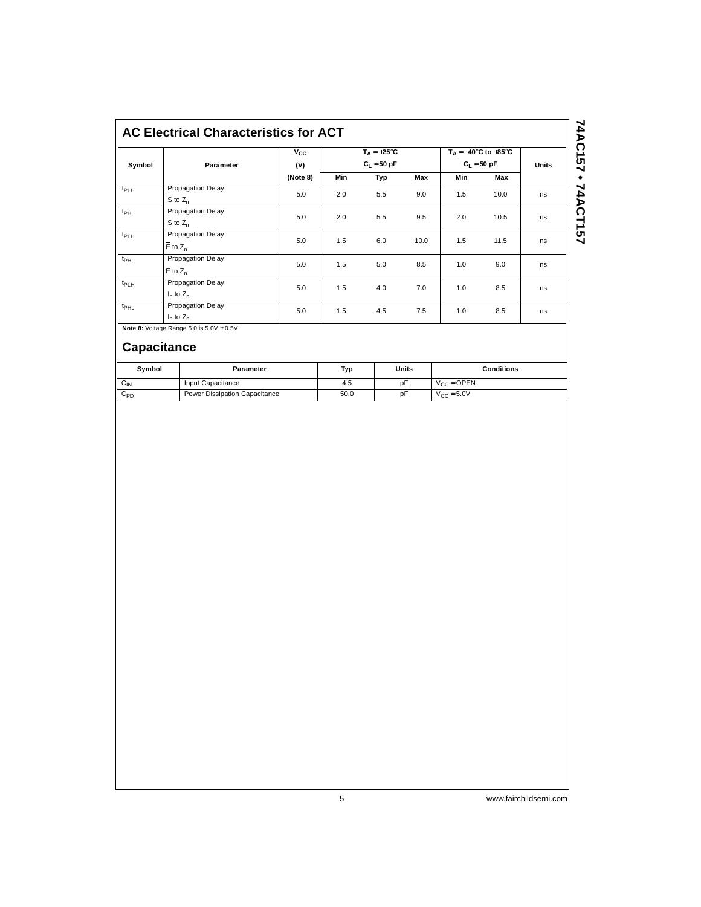## AC Electrical Characteristics for ACT

| Symbol | Parameter | $V_{CC}$ (V) (Note 8) | $T_A = +25°C$, $C_L = 50$ pF | | | $T_A = -40°C$ to $+85°C$, $C_L = 50$ pF | | Units |
|---|---|---|---|---|---|---|---|---|
| | | | Min | Typ | Max | Min | Max | |
| $t_{PLH}$ | Propagation Delay S to $Z_n$ | 5.0 | 2.0 | 5.5 | 9.0 | 1.5 | 10.0 | ns |
| $t_{PHL}$ | Propagation Delay S to $Z_n$ | 5.0 | 2.0 | 5.5 | 9.5 | 2.0 | 10.5 | ns |
| $t_{PLH}$ | Propagation Delay $\overline{E}$ to $Z_n$ | 5.0 | 1.5 | 6.0 | 10.0 | 1.5 | 11.5 | ns |
| $t_{PHL}$ | Propagation Delay $\overline{E}$ to $Z_n$ | 5.0 | 1.5 | 5.0 | 8.5 | 1.0 | 9.0 | ns |
| $t_{PLH}$ | Propagation Delay $I_n$ to $Z_n$ | 5.0 | 1.5 | 4.0 | 7.0 | 1.0 | 8.5 | ns |
| $t_{PHL}$ | Propagation Delay $I_n$ to $Z_n$ | 5.0 | 1.5 | 4.5 | 7.5 | 1.0 | 8.5 | ns |

**Note 8:** Voltage Range 5.0 is 5.0V ±0.5V

## Capacitance

| Symbol | Parameter | Typ | Units | Conditions |
|---|---|---|---|---|
| $C_{IN}$ | Input Capacitance | 4.5 | pF | $V_{CC}$ = OPEN |
| $C_{PD}$ | Power Dissipation Capacitance | 50.0 | pF | $V_{CC}$ = 5.0V |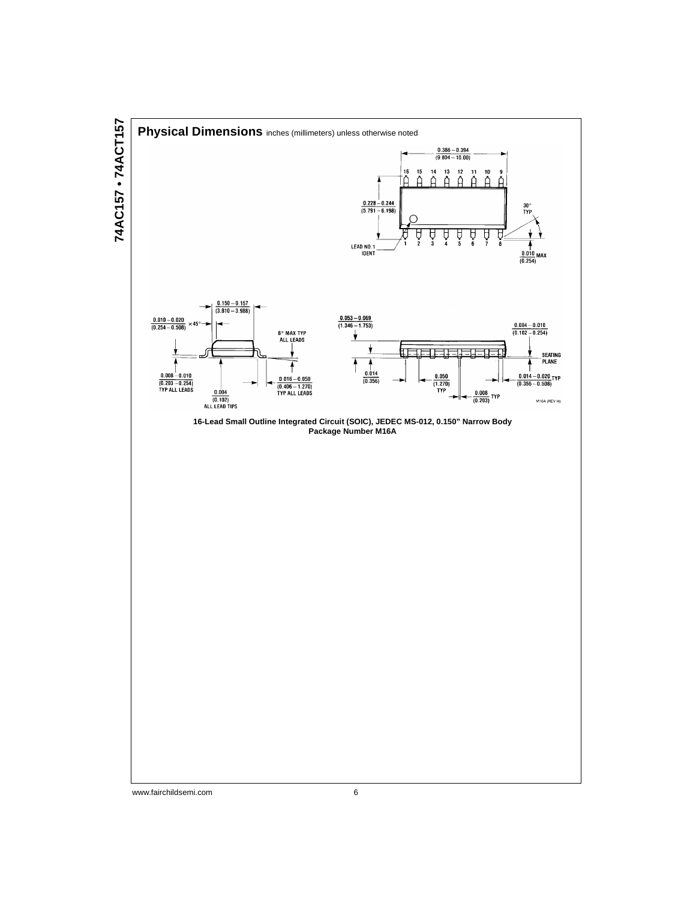## Physical Dimensions inches (millimeters) unless otherwise noted

**16-Lead Small Outline Integrated Circuit (SOIC), JEDEC MS-012, 0.150" Narrow Body**
**Package Number M16A**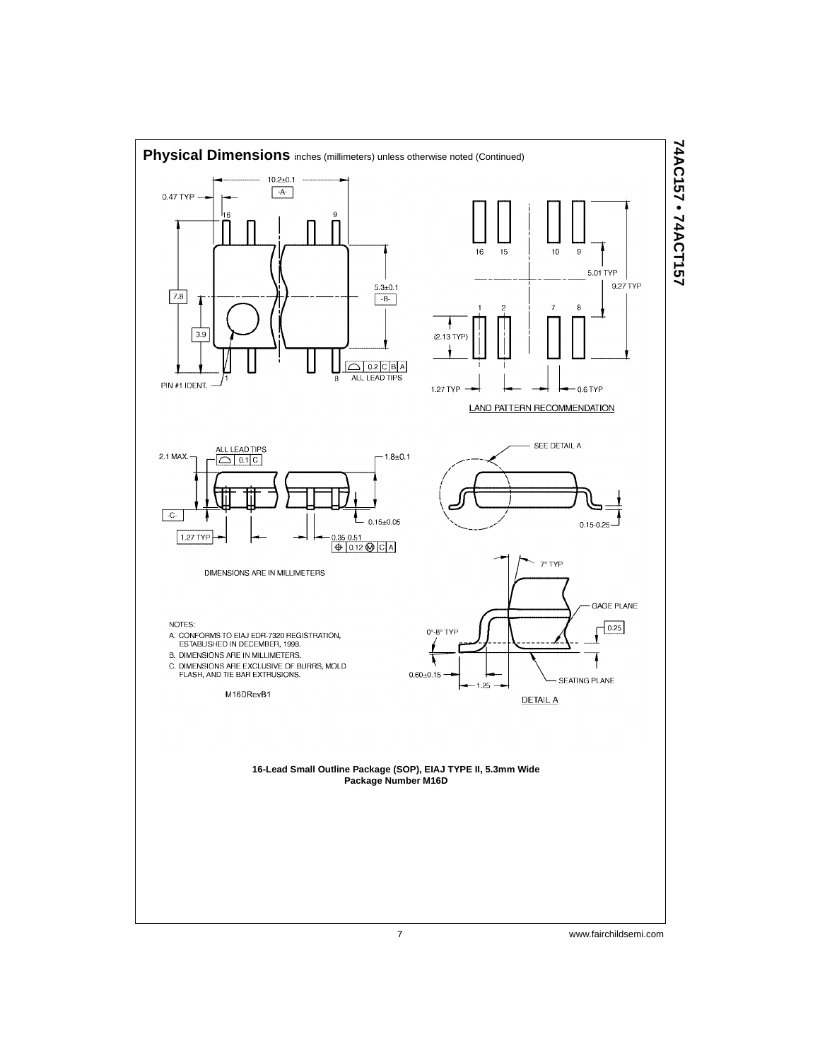## Physical Dimensions inches (millimeters) unless otherwise noted (Continued)

10.2±0.1
-A-
0.47 TYP
16 9
7.8
3.9
5.3±0.1
-B-
PIN #1 IDENT. 1 8
0.2 C B A
ALL LEAD TIPS

16 15 10 9
5.01 TYP
9.27 TYP
1 2 7 8
(2.13 TYP)
1.27 TYP 0.6 TYP

LAND PATTERN RECOMMENDATION

ALL LEAD TIPS
2.1 MAX. 0.1 C
1.8±0.1
-C-
0.15±0.05
1.27 TYP
0.35-0.51
0.12 M C A

SEE DETAIL A
0.15-0.25

DIMENSIONS ARE IN MILLIMETERS

7° TYP
GAGE PLANE
0.25
0°-8° TYP
0.60±0.15
1.25
SEATING PLANE
DETAIL A

NOTES:

A. CONFORMS TO EIAJ EDR-7320 REGISTRATION, ESTABLISHED IN DECEMBER, 1998.
B. DIMENSIONS ARE IN MILLIMETERS.
C. DIMENSIONS ARE EXCLUSIVE OF BURRS, MOLD FLASH, AND TIE BAR EXTRUSIONS.

M16DRevB1

**16-Lead Small Outline Package (SOP), EIAJ TYPE II, 5.3mm Wide**
**Package Number M16D**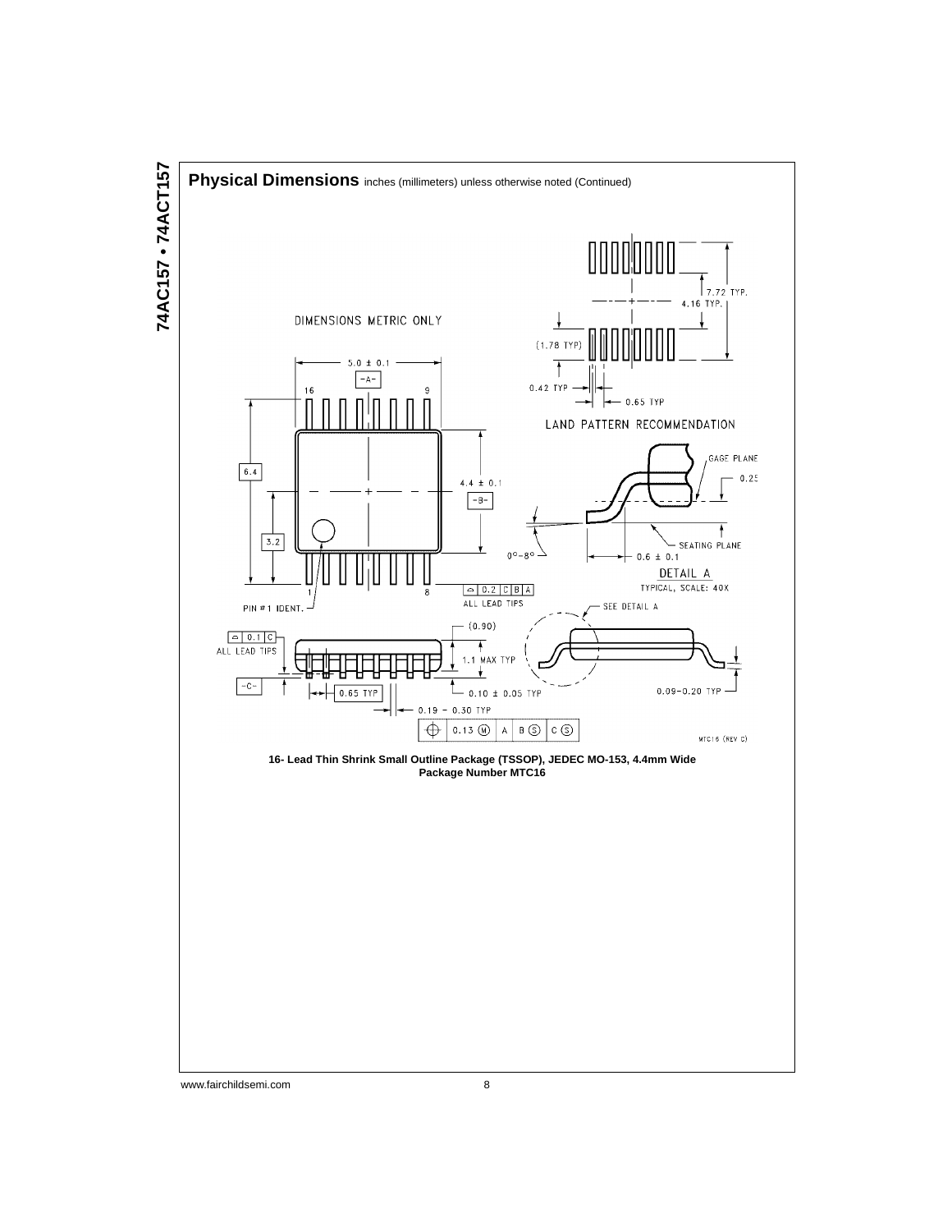## Physical Dimensions inches (millimeters) unless otherwise noted (Continued)

DIMENSIONS METRIC ONLY

LAND PATTERN RECOMMENDATION

DETAIL A
TYPICAL, SCALE: 40X

**16- Lead Thin Shrink Small Outline Package (TSSOP), JEDEC MO-153, 4.4mm Wide**
**Package Number MTC16**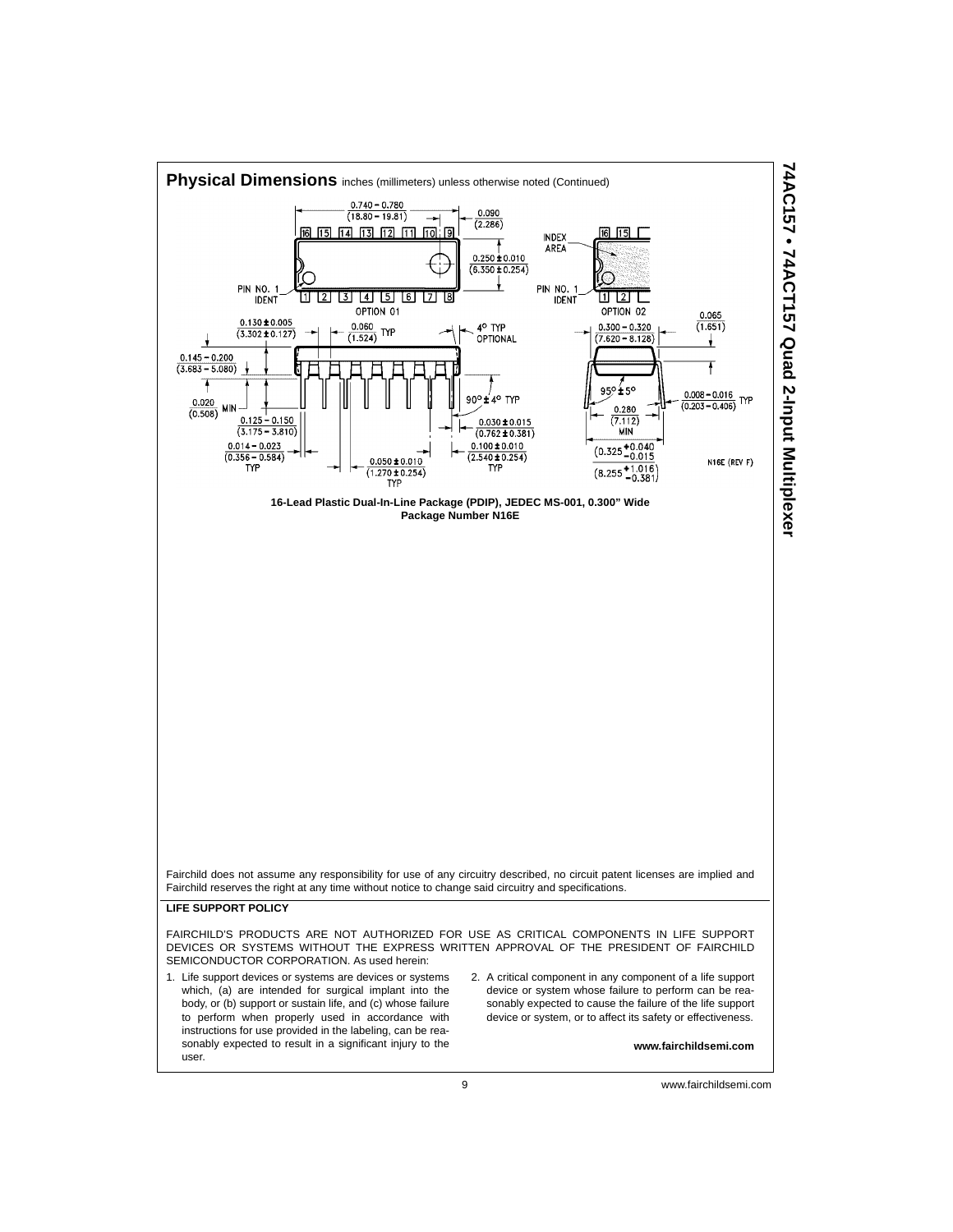## Physical Dimensions inches (millimeters) unless otherwise noted (Continued)

0.740 – 0.780
(18.80 – 19.81)
0.090
(2.286)
16 15 14 13 12 11 10 9
INDEX AREA
0.250 ± 0.010
(6.350 ± 0.254)
PIN NO. 1 IDENT
1 2 3 4 5 6 7 8
OPTION 01
16 15
PIN NO. 1 IDENT
1 2
OPTION 02
0.130 ± 0.005
(3.302 ± 0.127)
0.060
(1.524) TYP
4° TYP OPTIONAL
0.300 – 0.320
(7.620 – 8.128)
0.065
(1.651)
0.145 – 0.200
(3.683 – 5.080)
90° ± 4° TYP
95° ± 5°
0.008 – 0.016
(0.203 – 0.406) TYP
0.020
(0.508) MIN
0.125 – 0.150
(3.175 – 3.810)
0.030 ± 0.015
(0.762 ± 0.381)
0.280
(7.112)
MIN
0.014 – 0.023
(0.356 – 0.584)
TYP
0.100 ± 0.010
(2.540 ± 0.254)
TYP
0.050 ± 0.010
(1.270 ± 0.254)
TYP
$(0.325 {}^{+0.040}_{-0.015})$
$(8.255 {}^{+1.016}_{-0.381})$
N16E (REV F)

**16-Lead Plastic Dual-In-Line Package (PDIP), JEDEC MS-001, 0.300" Wide**
**Package Number N16E**

Fairchild does not assume any responsibility for use of any circuitry described, no circuit patent licenses are implied and Fairchild reserves the right at any time without notice to change said circuitry and specifications.

**LIFE SUPPORT POLICY**

FAIRCHILD'S PRODUCTS ARE NOT AUTHORIZED FOR USE AS CRITICAL COMPONENTS IN LIFE SUPPORT DEVICES OR SYSTEMS WITHOUT THE EXPRESS WRITTEN APPROVAL OF THE PRESIDENT OF FAIRCHILD SEMICONDUCTOR CORPORATION. As used herein:

1. Life support devices or systems are devices or systems which, (a) are intended for surgical implant into the body, or (b) support or sustain life, and (c) whose failure to perform when properly used in accordance with instructions for use provided in the labeling, can be reasonably expected to result in a significant injury to the user.
2. A critical component in any component of a life support device or system whose failure to perform can be reasonably expected to cause the failure of the life support device or system, or to affect its safety or effectiveness.

**www.fairchildsemi.com**